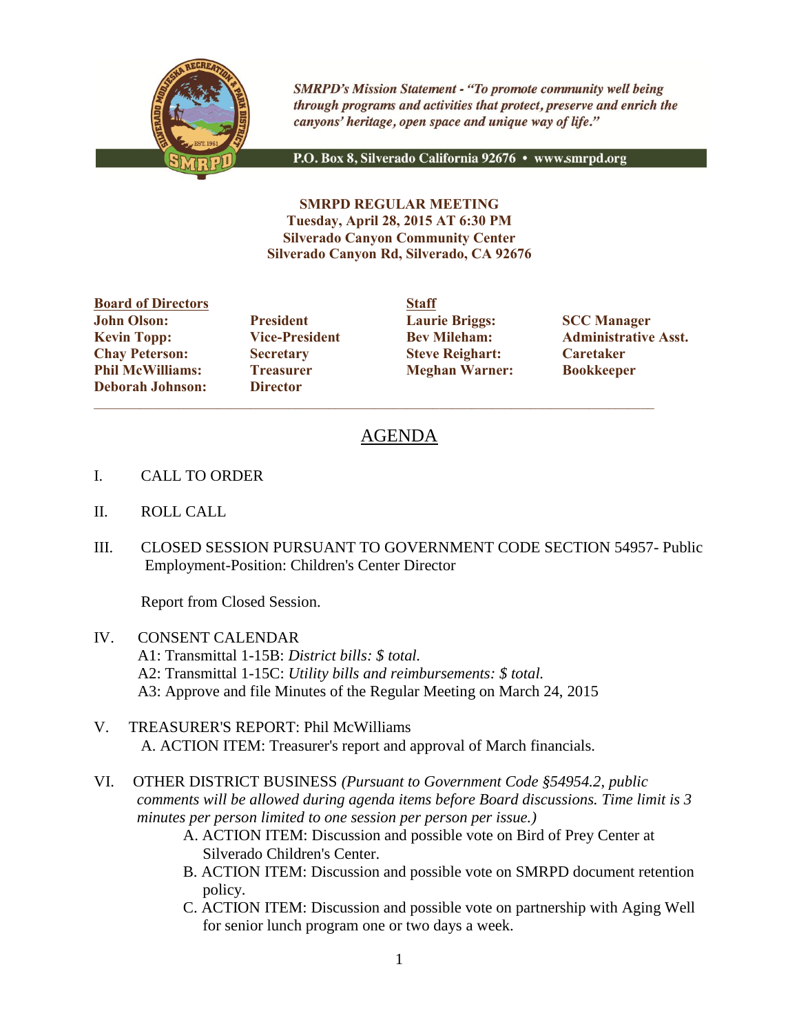*SMRPD's Mission Statement - "To promote community well being through programs and activities that protect, preserve and enrich the canyons' heritage, open space and unique way of life."*

**P.O. Box 8, Silverado California 92676 • www.smrpd.org**

**SMRPD REGULAR MEETING**
**Tuesday, April 28, 2015 AT 6:30 PM**
**Silverado Canyon Community Center**
**Silverado Canyon Rd, Silverado, CA 92676**

| **Board of Directors** | | **Staff** | |
|---|---|---|---|
| **John Olson:** | **President** | **Laurie Briggs:** | **SCC Manager** |
| **Kevin Topp:** | **Vice-President** | **Bev Mileham:** | **Administrative Asst.** |
| **Chay Peterson:** | **Secretary** | **Steve Reighart:** | **Caretaker** |
| **Phil McWilliams:** | **Treasurer** | **Meghan Warner:** | **Bookkeeper** |
| **Deborah Johnson:** | **Director** | | |

---

## AGENDA

I. CALL TO ORDER

II. ROLL CALL

III. CLOSED SESSION PURSUANT TO GOVERNMENT CODE SECTION 54957- Public Employment-Position: Children's Center Director

Report from Closed Session.

IV. CONSENT CALENDAR
A1: Transmittal 1-15B: *District bills: $ total.*
A2: Transmittal 1-15C: *Utility bills and reimbursements: $ total.*
A3: Approve and file Minutes of the Regular Meeting on March 24, 2015

V. TREASURER'S REPORT: Phil McWilliams
A. ACTION ITEM: Treasurer's report and approval of March financials.

VI. OTHER DISTRICT BUSINESS *(Pursuant to Government Code §54954.2, public comments will be allowed during agenda items before Board discussions. Time limit is 3 minutes per person limited to one session per person per issue.)*
A. ACTION ITEM: Discussion and possible vote on Bird of Prey Center at Silverado Children's Center.
B. ACTION ITEM: Discussion and possible vote on SMRPD document retention policy.
C. ACTION ITEM: Discussion and possible vote on partnership with Aging Well for senior lunch program one or two days a week.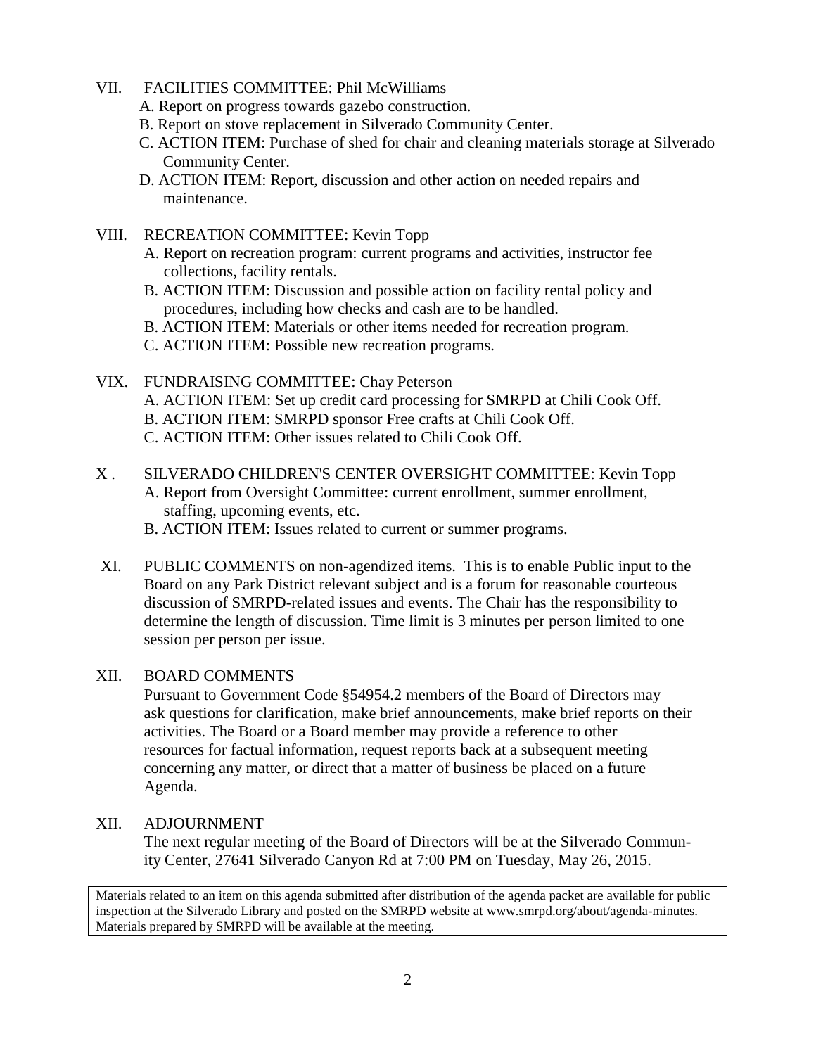VII. FACILITIES COMMITTEE: Phil McWilliams

A. Report on progress towards gazebo construction.

B. Report on stove replacement in Silverado Community Center.

C. ACTION ITEM: Purchase of shed for chair and cleaning materials storage at Silverado Community Center.

D. ACTION ITEM: Report, discussion and other action on needed repairs and maintenance.

VIII. RECREATION COMMITTEE: Kevin Topp

A. Report on recreation program: current programs and activities, instructor fee collections, facility rentals.

B. ACTION ITEM: Discussion and possible action on facility rental policy and procedures, including how checks and cash are to be handled.

B. ACTION ITEM: Materials or other items needed for recreation program.

C. ACTION ITEM: Possible new recreation programs.

VIX. FUNDRAISING COMMITTEE: Chay Peterson

A. ACTION ITEM: Set up credit card processing for SMRPD at Chili Cook Off.

B. ACTION ITEM: SMRPD sponsor Free crafts at Chili Cook Off.

C. ACTION ITEM: Other issues related to Chili Cook Off.

X . SILVERADO CHILDREN'S CENTER OVERSIGHT COMMITTEE: Kevin Topp

A. Report from Oversight Committee: current enrollment, summer enrollment, staffing, upcoming events, etc.

B. ACTION ITEM: Issues related to current or summer programs.

XI. PUBLIC COMMENTS on non-agendized items. This is to enable Public input to the Board on any Park District relevant subject and is a forum for reasonable courteous discussion of SMRPD-related issues and events. The Chair has the responsibility to determine the length of discussion. Time limit is 3 minutes per person limited to one session per person per issue.

XII. BOARD COMMENTS

Pursuant to Government Code §54954.2 members of the Board of Directors may ask questions for clarification, make brief announcements, make brief reports on their activities. The Board or a Board member may provide a reference to other resources for factual information, request reports back at a subsequent meeting concerning any matter, or direct that a matter of business be placed on a future Agenda.

XII. ADJOURNMENT

The next regular meeting of the Board of Directors will be at the Silverado Community Center, 27641 Silverado Canyon Rd at 7:00 PM on Tuesday, May 26, 2015.

Materials related to an item on this agenda submitted after distribution of the agenda packet are available for public inspection at the Silverado Library and posted on the SMRPD website at www.smrpd.org/about/agenda-minutes. Materials prepared by SMRPD will be available at the meeting.